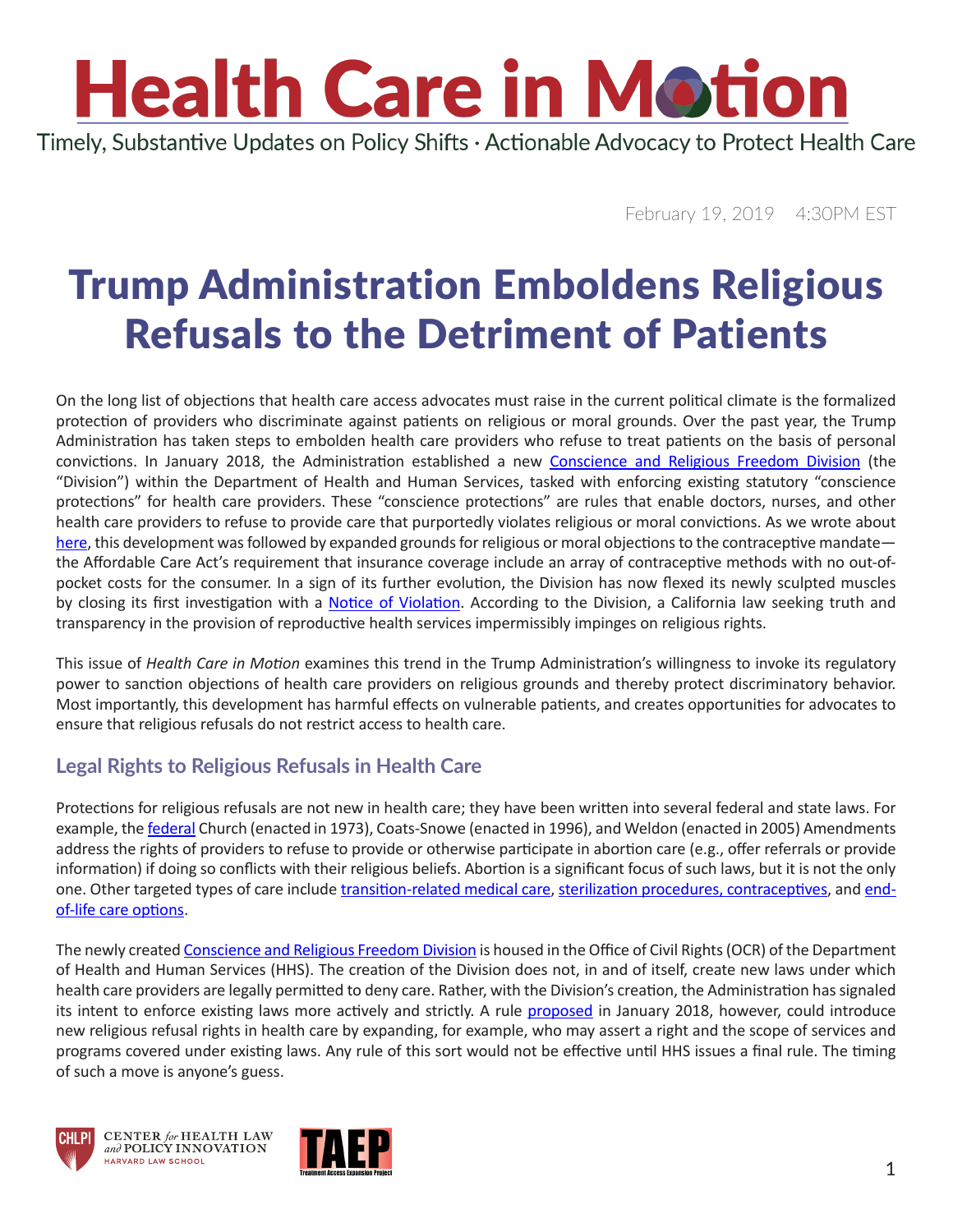# Health Care in Motion

Timely, Substantive Updates on Policy Shifts · Actionable Advocacy to Protect Health Care

February 19, 2019 4:30PM EST

# Trump Administration Emboldens Religious Refusals to the Detriment of Patients

On the long list of objections that health care access advocates must raise in the current political climate is the formalized protection of providers who discriminate against patients on religious or moral grounds. Over the past year, the Trump Administration has taken steps to embolden health care providers who refuse to treat patients on the basis of personal convictions. In January 2018, the Administration established a new Conscience and Religious Freedom Division (the "Division") within the Department of Health and Human Services, tasked with enforcing existing statutory "conscience protections" for health care providers. These "conscience protections" are rules that enable doctors, nurses, and other health care providers to refuse to provide care that purportedly violates religious or moral convictions. As we wrote about here, this development was followed by expanded grounds for religious or moral objections to the contraceptive mandate—the Affordable Care Act's requirement that insurance coverage include an array of contraceptive methods with no out-of-pocket costs for the consumer. In a sign of its further evolution, the Division has now flexed its newly sculpted muscles by closing its first investigation with a Notice of Violation. According to the Division, a California law seeking truth and transparency in the provision of reproductive health services impermissibly impinges on religious rights.

This issue of *Health Care in Motion* examines this trend in the Trump Administration's willingness to invoke its regulatory power to sanction objections of health care providers on religious grounds and thereby protect discriminatory behavior. Most importantly, this development has harmful effects on vulnerable patients, and creates opportunities for advocates to ensure that religious refusals do not restrict access to health care.

## Legal Rights to Religious Refusals in Health Care

Protections for religious refusals are not new in health care; they have been written into several federal and state laws. For example, the federal Church (enacted in 1973), Coats-Snowe (enacted in 1996), and Weldon (enacted in 2005) Amendments address the rights of providers to refuse to provide or otherwise participate in abortion care (e.g., offer referrals or provide information) if doing so conflicts with their religious beliefs. Abortion is a significant focus of such laws, but it is not the only one. Other targeted types of care include transition-related medical care, sterilization procedures, contraceptives, and end-of-life care options.

The newly created Conscience and Religious Freedom Division is housed in the Office of Civil Rights (OCR) of the Department of Health and Human Services (HHS). The creation of the Division does not, in and of itself, create new laws under which health care providers are legally permitted to deny care. Rather, with the Division's creation, the Administration has signaled its intent to enforce existing laws more actively and strictly. A rule proposed in January 2018, however, could introduce new religious refusal rights in health care by expanding, for example, who may assert a right and the scope of services and programs covered under existing laws. Any rule of this sort would not be effective until HHS issues a final rule. The timing of such a move is anyone's guess.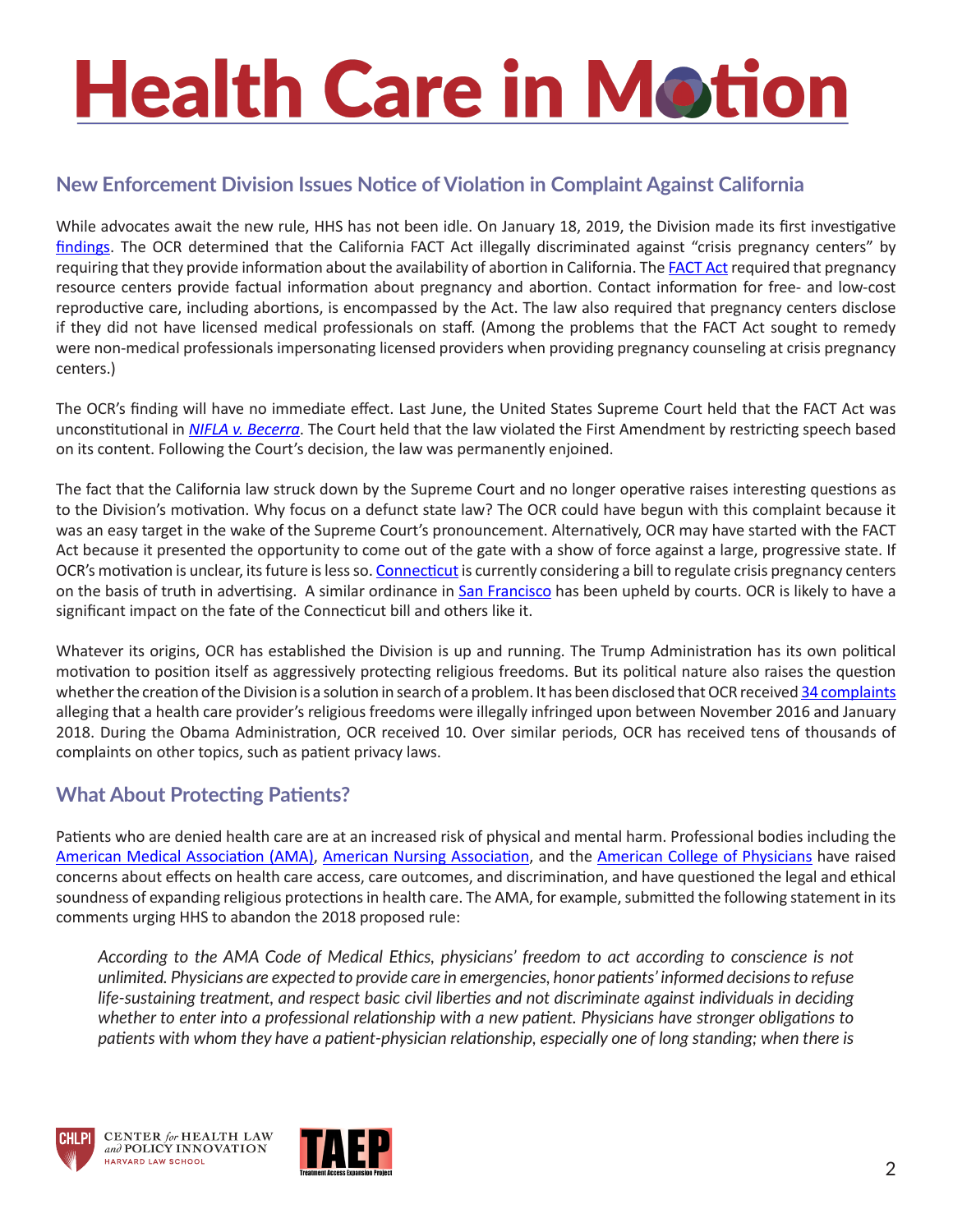## New Enforcement Division Issues Notice of Violation in Complaint Against California

While advocates await the new rule, HHS has not been idle. On January 18, 2019, the Division made its first investigative findings. The OCR determined that the California FACT Act illegally discriminated against "crisis pregnancy centers" by requiring that they provide information about the availability of abortion in California. The FACT Act required that pregnancy resource centers provide factual information about pregnancy and abortion. Contact information for free- and low-cost reproductive care, including abortions, is encompassed by the Act. The law also required that pregnancy centers disclose if they did not have licensed medical professionals on staff. (Among the problems that the FACT Act sought to remedy were non-medical professionals impersonating licensed providers when providing pregnancy counseling at crisis pregnancy centers.)

The OCR's finding will have no immediate effect. Last June, the United States Supreme Court held that the FACT Act was unconstitutional in *NIFLA v. Becerra*. The Court held that the law violated the First Amendment by restricting speech based on its content. Following the Court's decision, the law was permanently enjoined.

The fact that the California law struck down by the Supreme Court and no longer operative raises interesting questions as to the Division's motivation. Why focus on a defunct state law? The OCR could have begun with this complaint because it was an easy target in the wake of the Supreme Court's pronouncement. Alternatively, OCR may have started with the FACT Act because it presented the opportunity to come out of the gate with a show of force against a large, progressive state. If OCR's motivation is unclear, its future is less so. Connecticut is currently considering a bill to regulate crisis pregnancy centers on the basis of truth in advertising. A similar ordinance in San Francisco has been upheld by courts. OCR is likely to have a significant impact on the fate of the Connecticut bill and others like it.

Whatever its origins, OCR has established the Division is up and running. The Trump Administration has its own political motivation to position itself as aggressively protecting religious freedoms. But its political nature also raises the question whether the creation of the Division is a solution in search of a problem. It has been disclosed that OCR received 34 complaints alleging that a health care provider's religious freedoms were illegally infringed upon between November 2016 and January 2018. During the Obama Administration, OCR received 10. Over similar periods, OCR has received tens of thousands of complaints on other topics, such as patient privacy laws.

## What About Protecting Patients?

Patients who are denied health care are at an increased risk of physical and mental harm. Professional bodies including the American Medical Association (AMA), American Nursing Association, and the American College of Physicians have raised concerns about effects on health care access, care outcomes, and discrimination, and have questioned the legal and ethical soundness of expanding religious protections in health care. The AMA, for example, submitted the following statement in its comments urging HHS to abandon the 2018 proposed rule:

> *According to the AMA Code of Medical Ethics, physicians' freedom to act according to conscience is not unlimited. Physicians are expected to provide care in emergencies, honor patients' informed decisions to refuse life-sustaining treatment, and respect basic civil liberties and not discriminate against individuals in deciding whether to enter into a professional relationship with a new patient. Physicians have stronger obligations to patients with whom they have a patient-physician relationship, especially one of long standing; when there is*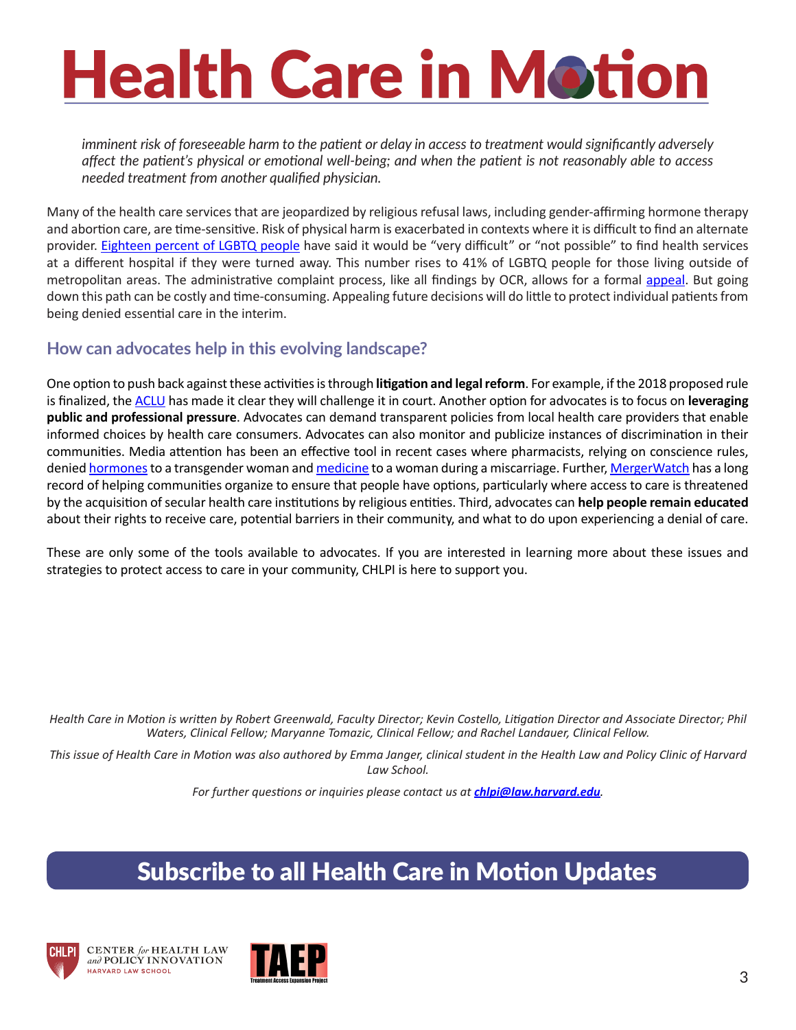*imminent risk of foreseeable harm to the patient or delay in access to treatment would significantly adversely affect the patient's physical or emotional well-being; and when the patient is not reasonably able to access needed treatment from another qualified physician.*

Many of the health care services that are jeopardized by religious refusal laws, including gender-affirming hormone therapy and abortion care, are time-sensitive. Risk of physical harm is exacerbated in contexts where it is difficult to find an alternate provider. Eighteen percent of LGBTQ people have said it would be "very difficult" or "not possible" to find health services at a different hospital if they were turned away. This number rises to 41% of LGBTQ people for those living outside of metropolitan areas. The administrative complaint process, like all findings by OCR, allows for a formal appeal. But going down this path can be costly and time-consuming. Appealing future decisions will do little to protect individual patients from being denied essential care in the interim.

## How can advocates help in this evolving landscape?

One option to push back against these activities is through **litigation and legal reform**. For example, if the 2018 proposed rule is finalized, the ACLU has made it clear they will challenge it in court. Another option for advocates is to focus on **leveraging public and professional pressure**. Advocates can demand transparent policies from local health care providers that enable informed choices by health care consumers. Advocates can also monitor and publicize instances of discrimination in their communities. Media attention has been an effective tool in recent cases where pharmacists, relying on conscience rules, denied hormones to a transgender woman and medicine to a woman during a miscarriage. Further, MergerWatch has a long record of helping communities organize to ensure that people have options, particularly where access to care is threatened by the acquisition of secular health care institutions by religious entities. Third, advocates can **help people remain educated** about their rights to receive care, potential barriers in their community, and what to do upon experiencing a denial of care.

These are only some of the tools available to advocates. If you are interested in learning more about these issues and strategies to protect access to care in your community, CHLPI is here to support you.

*Health Care in Motion is written by Robert Greenwald, Faculty Director; Kevin Costello, Litigation Director and Associate Director; Phil Waters, Clinical Fellow; Maryanne Tomazic, Clinical Fellow; and Rachel Landauer, Clinical Fellow.*

*This issue of Health Care in Motion was also authored by Emma Janger, clinical student in the Health Law and Policy Clinic of Harvard Law School.*

*For further questions or inquiries please contact us at* ***chlpi@law.harvard.edu****.*

**Subscribe to all Health Care in Motion Updates**

CENTER *for* HEALTH LAW *and* POLICY INNOVATION
HARVARD LAW SCHOOL

TAEP
Treatment Access Expansion Project